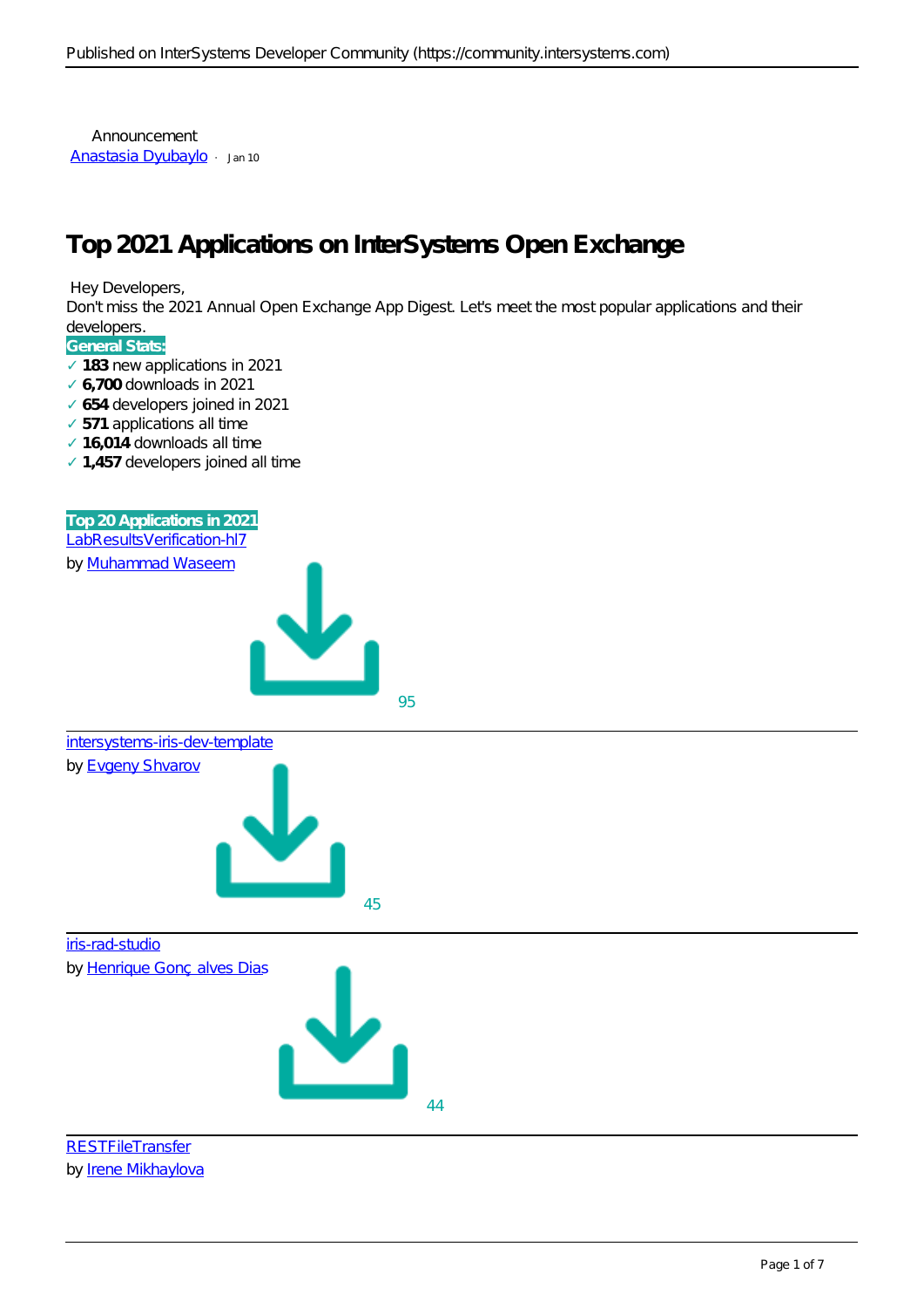Announcement
Anastasia Dyubaylo · Jan 10

# Top 2021 Applications on InterSystems Open Exchange

Hey Developers,

Don't miss the 2021 Annual Open Exchange App Digest. Let's meet the most popular applications and their developers.

**General Stats:**

✓ **183** new applications in 2021
✓ **6,700** downloads in 2021
✓ **654** developers joined in 2021
✓ **571** applications all time
✓ **16,014** downloads all time
✓ **1,457** developers joined all time

**Top 20 Applications in 2021**

LabResultsVerification-hl7
by Muhammad Waseem

95

---

intersystems-iris-dev-template
by Evgeny Shvarov

45

---

iris-rad-studio
by Henrique Gonçalves Dias

44

---

RESTFileTransfer
by Irene Mikhaylova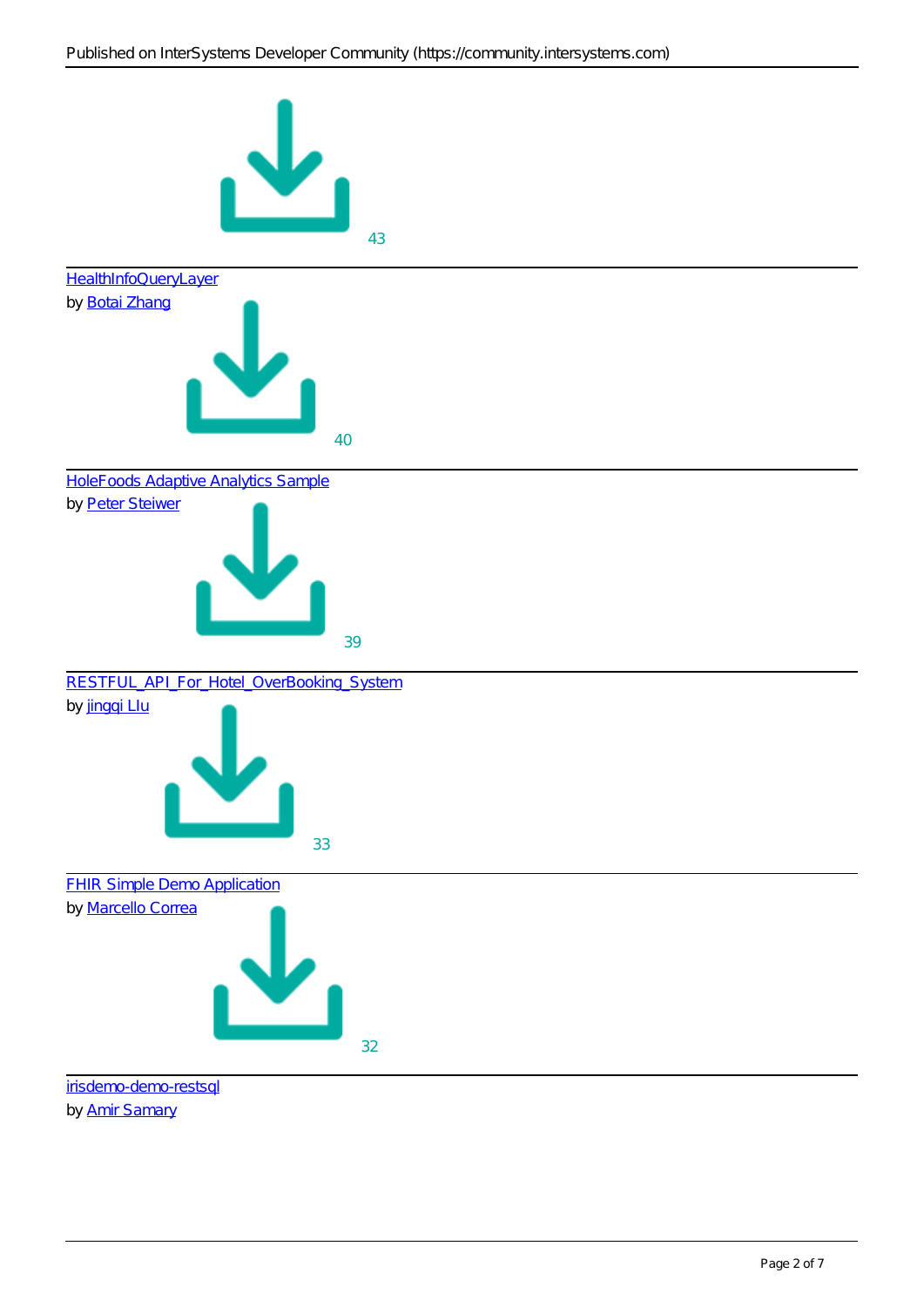43

---

HealthInfoQueryLayer
by Botai Zhang

40

---

HoleFoods Adaptive Analytics Sample
by Peter Steiwer

39

---

RESTFUL_API_For_Hotel_OverBooking_System
by jingqi LIu

33

---

FHIR Simple Demo Application
by Marcello Correa

32

---

irisdemo-demo-restsql
by Amir Samary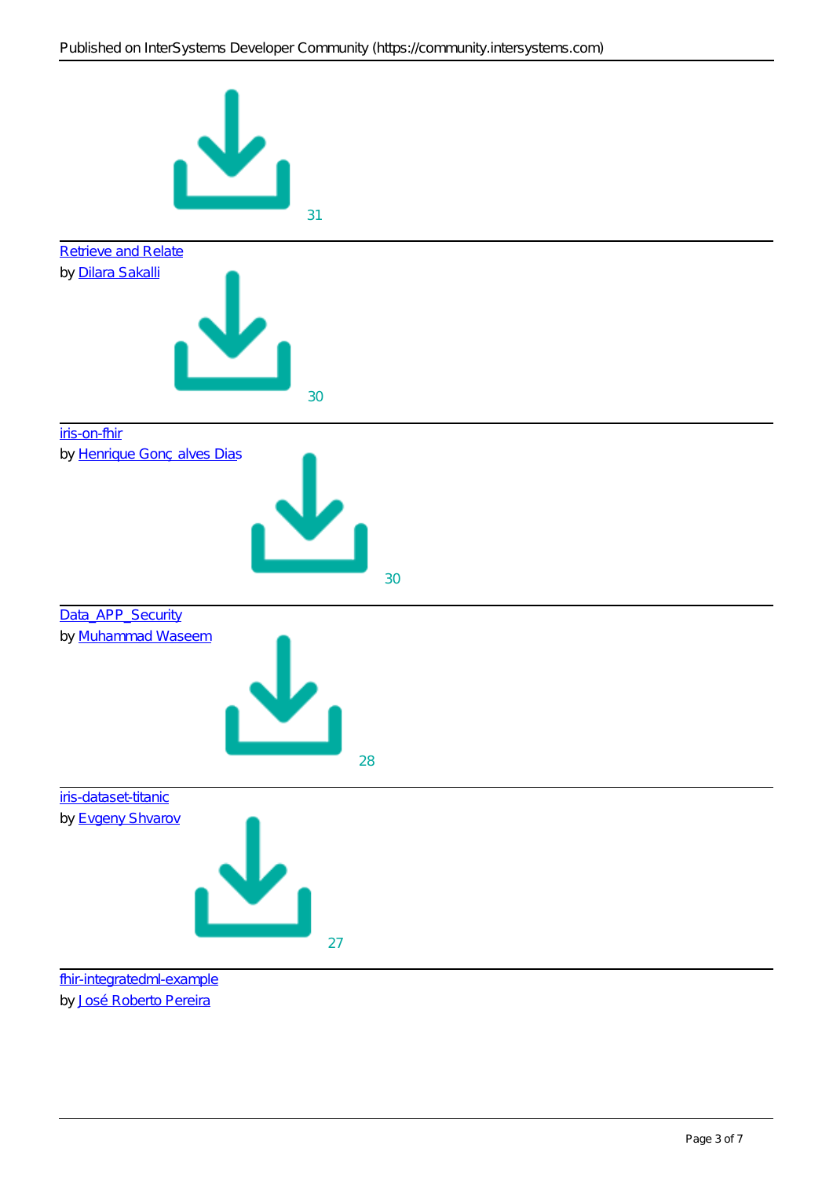31

---

[Retrieve and Relate]
by [Dilara Sakalli]

30

---

[iris-on-fhir]
by [Henrique Gonç alves Dias]

30

---

[Data_APP_Security]
by [Muhammad Waseem]

28

---

[iris-dataset-titanic]
by [Evgeny Shvarov]

27

---

[fhir-integratedml-example]
by [José Roberto Pereira]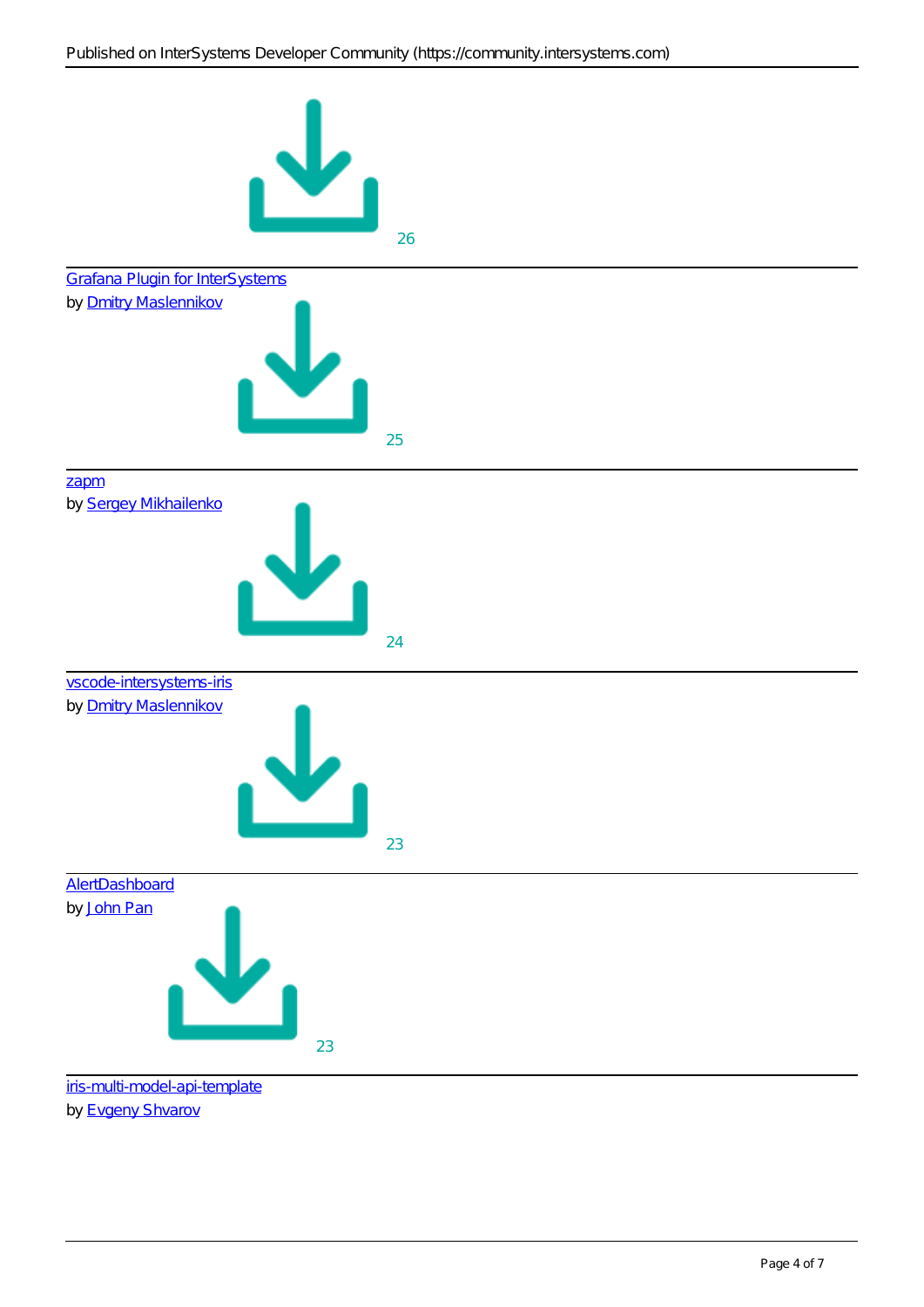26

---

[Grafana Plugin for InterSystems]
by [Dmitry Maslennikov]

25

---

[zapm]
by [Sergey Mikhailenko]

24

---

[vscode-intersystems-iris]
by [Dmitry Maslennikov]

23

---

[AlertDashboard]
by [John Pan]

23

---

[iris-multi-model-api-template]
by [Evgeny Shvarov]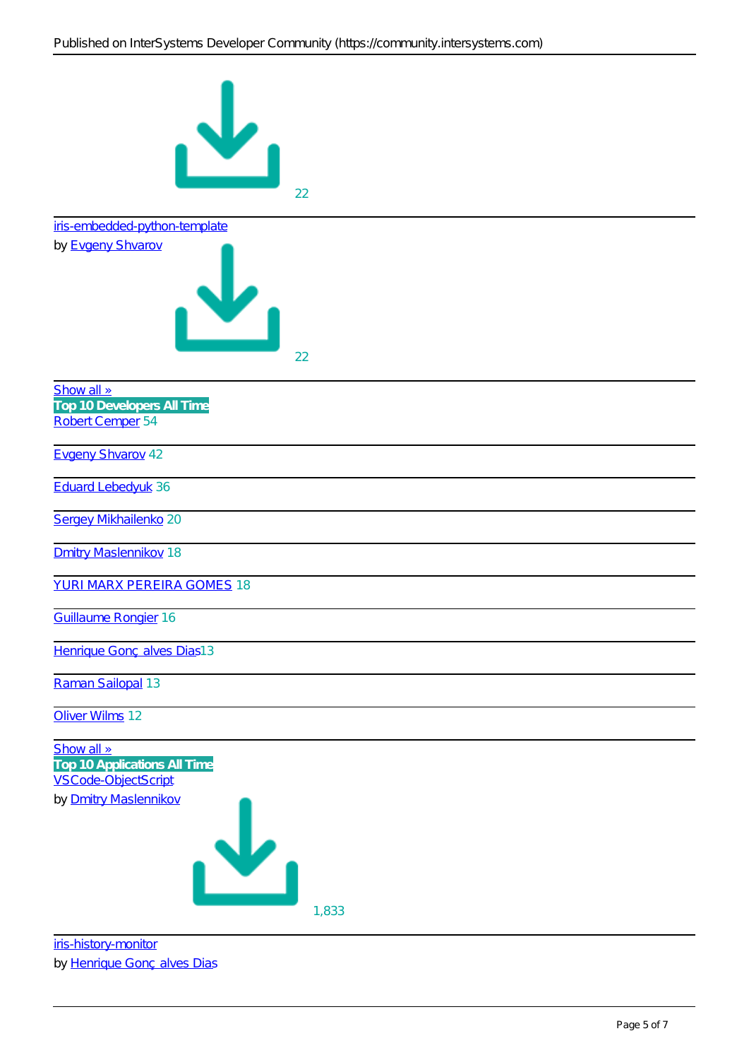22

---

iris-embedded-python-template

by Evgeny Shvarov

22

---

Show all »

**Top 10 Developers All Time**

Robert Cemper 54

---

Evgeny Shvarov 42

---

Eduard Lebedyuk 36

---

Sergey Mikhailenko 20

---

Dmitry Maslennikov 18

---

YURI MARX PEREIRA GOMES 18

---

Guillaume Rongier 16

---

Henrique Gonçalves Dias 13

---

Raman Sailopal 13

---

Oliver Wilms 12

---

Show all »

**Top 10 Applications All Time**

VSCode-ObjectScript

by Dmitry Maslennikov

1,833

---

iris-history-monitor

by Henrique Gonçalves Dias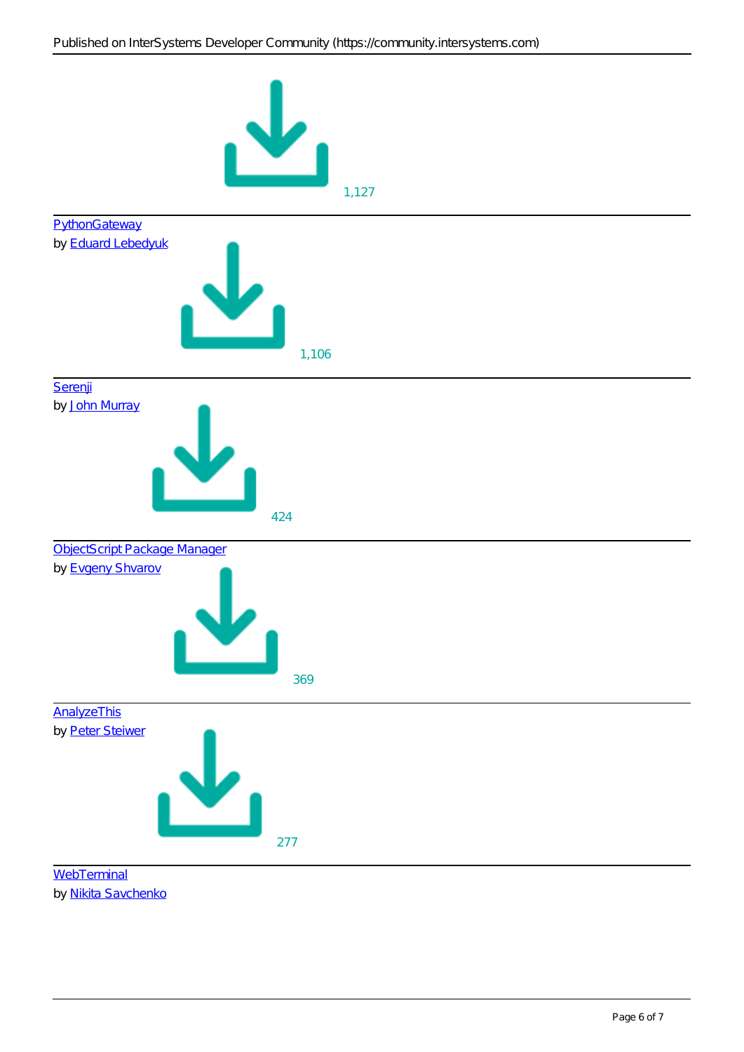1,127

---

PythonGateway
by Eduard Lebedyuk

1,106

---

Serenji
by John Murray

424

---

ObjectScript Package Manager
by Evgeny Shvarov

369

---

AnalyzeThis
by Peter Steiwer

277

---

WebTerminal
by Nikita Savchenko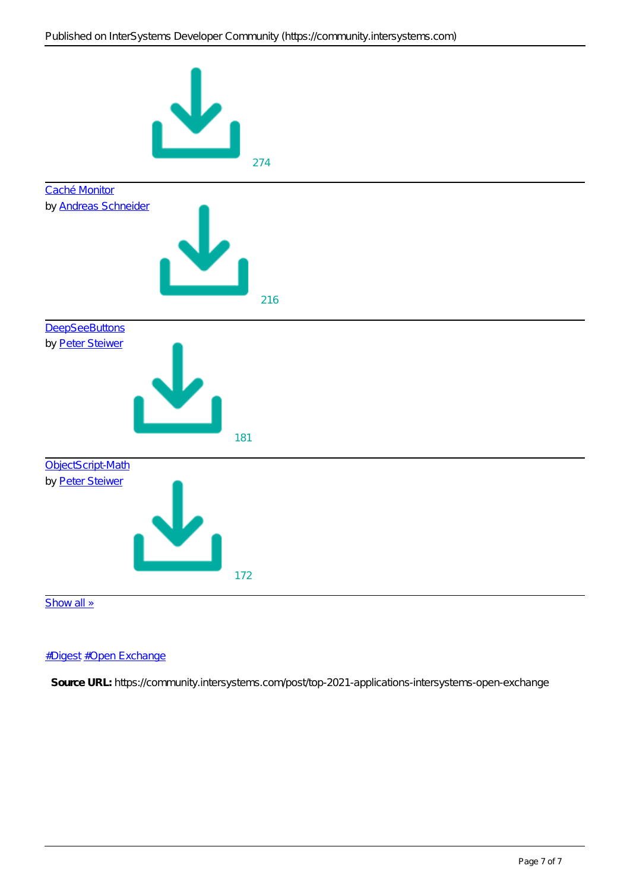274

---

Caché Monitor
by Andreas Schneider

216

---

DeepSeeButtons
by Peter Steiwer

181

---

ObjectScript-Math
by Peter Steiwer

172

---

Show all »

#Digest #Open Exchange

**Source URL:** https://community.intersystems.com/post/top-2021-applications-intersystems-open-exchange